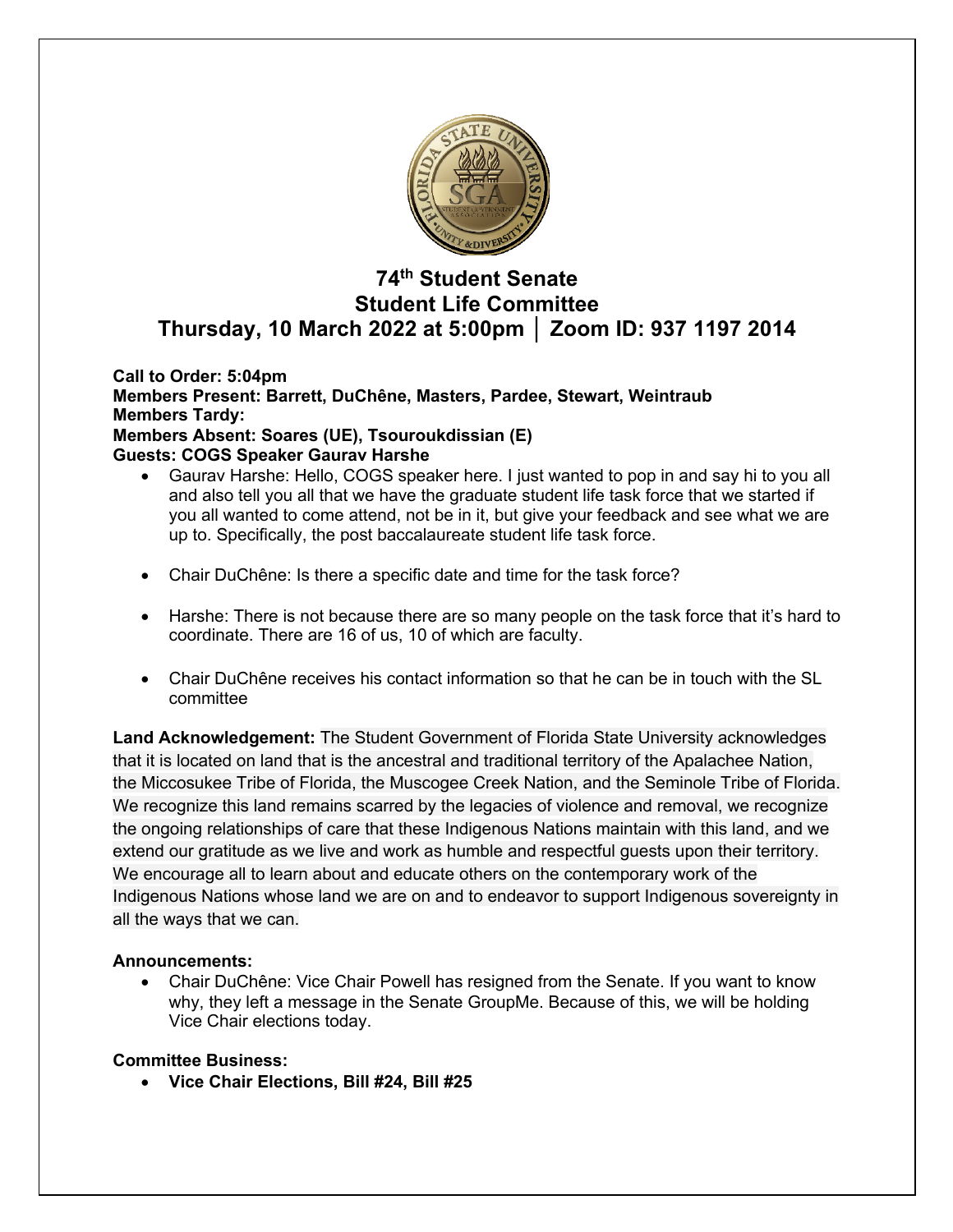# 74th Student Senate
# Student Life Committee
# Thursday, 10 March 2022 at 5:00pm │ Zoom ID: 937 1197 2014

**Call to Order: 5:04pm**
**Members Present: Barrett, DuChêne, Masters, Pardee, Stewart, Weintraub**
**Members Tardy:**
**Members Absent: Soares (UE), Tsouroukdissian (E)**
**Guests: COGS Speaker Gaurav Harshe**

- Gaurav Harshe: Hello, COGS speaker here. I just wanted to pop in and say hi to you all and also tell you all that we have the graduate student life task force that we started if you all wanted to come attend, not be in it, but give your feedback and see what we are up to. Specifically, the post baccalaureate student life task force.

- Chair DuChêne: Is there a specific date and time for the task force?

- Harshe: There is not because there are so many people on the task force that it's hard to coordinate. There are 16 of us, 10 of which are faculty.

- Chair DuChêne receives his contact information so that he can be in touch with the SL committee

**Land Acknowledgement:** The Student Government of Florida State University acknowledges that it is located on land that is the ancestral and traditional territory of the Apalachee Nation, the Miccosukee Tribe of Florida, the Muscogee Creek Nation, and the Seminole Tribe of Florida. We recognize this land remains scarred by the legacies of violence and removal, we recognize the ongoing relationships of care that these Indigenous Nations maintain with this land, and we extend our gratitude as we live and work as humble and respectful guests upon their territory. We encourage all to learn about and educate others on the contemporary work of the Indigenous Nations whose land we are on and to endeavor to support Indigenous sovereignty in all the ways that we can.

**Announcements:**

- Chair DuChêne: Vice Chair Powell has resigned from the Senate. If you want to know why, they left a message in the Senate GroupMe. Because of this, we will be holding Vice Chair elections today.

**Committee Business:**

- **Vice Chair Elections, Bill #24, Bill #25**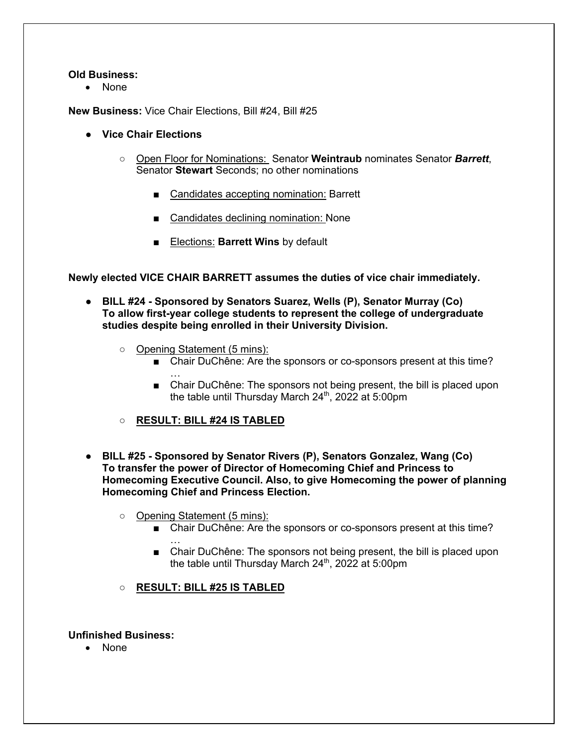**Old Business:**

- None

**New Business:** Vice Chair Elections, Bill #24, Bill #25

- **Vice Chair Elections**
  - Open Floor for Nominations: Senator **Weintraub** nominates Senator ***Barrett***, Senator **Stewart** Seconds; no other nominations
    - Candidates accepting nomination: Barrett
    - Candidates declining nomination: None
    - Elections: **Barrett Wins** by default

**Newly elected VICE CHAIR BARRETT assumes the duties of vice chair immediately.**

- **BILL #24 - Sponsored by Senators Suarez, Wells (P), Senator Murray (Co) To allow first-year college students to represent the college of undergraduate studies despite being enrolled in their University Division.**
  - Opening Statement (5 mins):
    - Chair DuChêne: Are the sponsors or co-sponsors present at this time? …
    - Chair DuChêne: The sponsors not being present, the bill is placed upon the table until Thursday March 24th, 2022 at 5:00pm
  - **RESULT: BILL #24 IS TABLED**

- **BILL #25 - Sponsored by Senator Rivers (P), Senators Gonzalez, Wang (Co) To transfer the power of Director of Homecoming Chief and Princess to Homecoming Executive Council. Also, to give Homecoming the power of planning Homecoming Chief and Princess Election.**
  - Opening Statement (5 mins):
    - Chair DuChêne: Are the sponsors or co-sponsors present at this time? …
    - Chair DuChêne: The sponsors not being present, the bill is placed upon the table until Thursday March 24th, 2022 at 5:00pm
  - **RESULT: BILL #25 IS TABLED**

**Unfinished Business:**

- None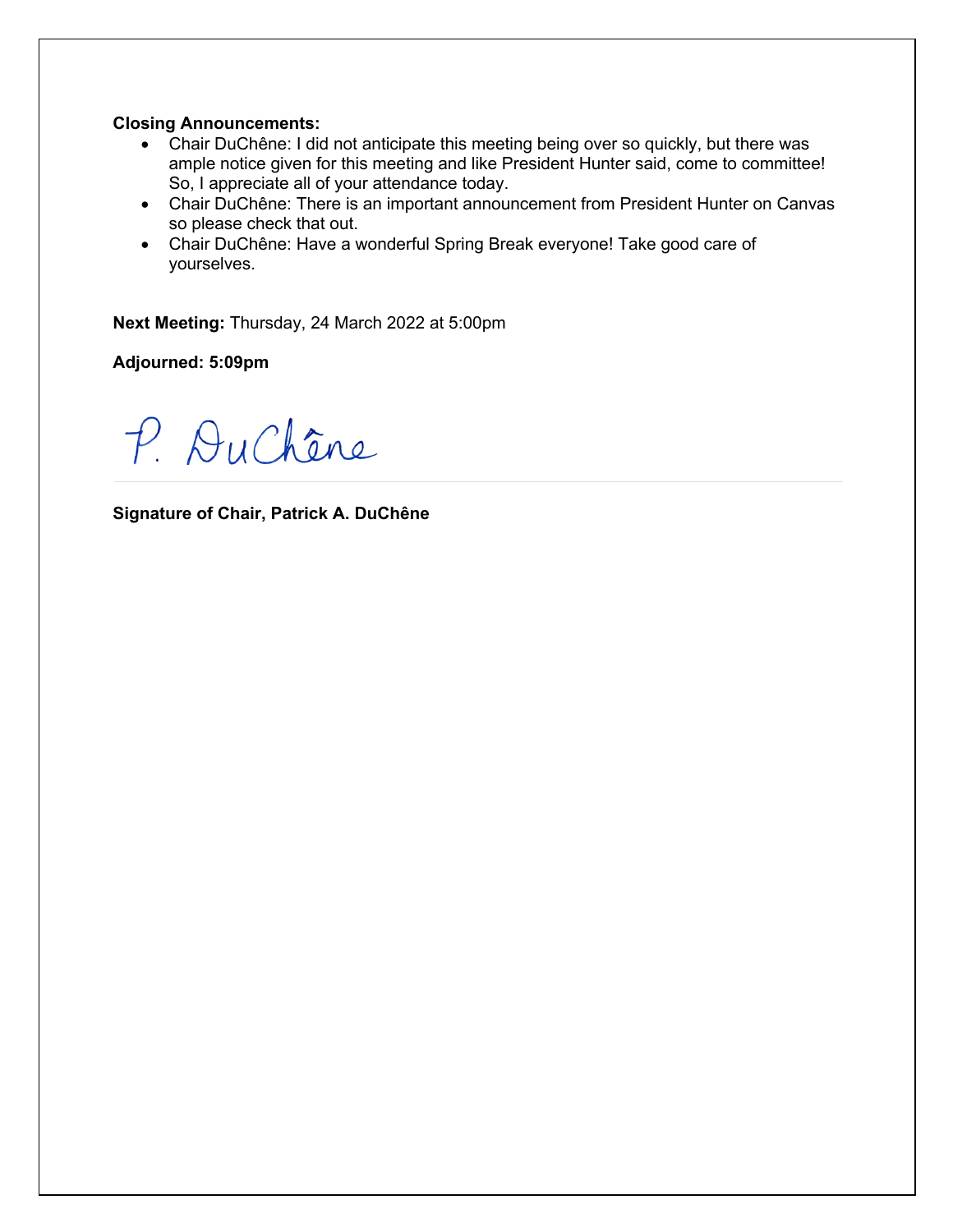**Closing Announcements:**

- Chair DuChêne: I did not anticipate this meeting being over so quickly, but there was ample notice given for this meeting and like President Hunter said, come to committee! So, I appreciate all of your attendance today.
- Chair DuChêne: There is an important announcement from President Hunter on Canvas so please check that out.
- Chair DuChêne: Have a wonderful Spring Break everyone! Take good care of yourselves.

**Next Meeting:** Thursday, 24 March 2022 at 5:00pm

**Adjourned: 5:09pm**

P. DuChêne

---

**Signature of Chair, Patrick A. DuChêne**